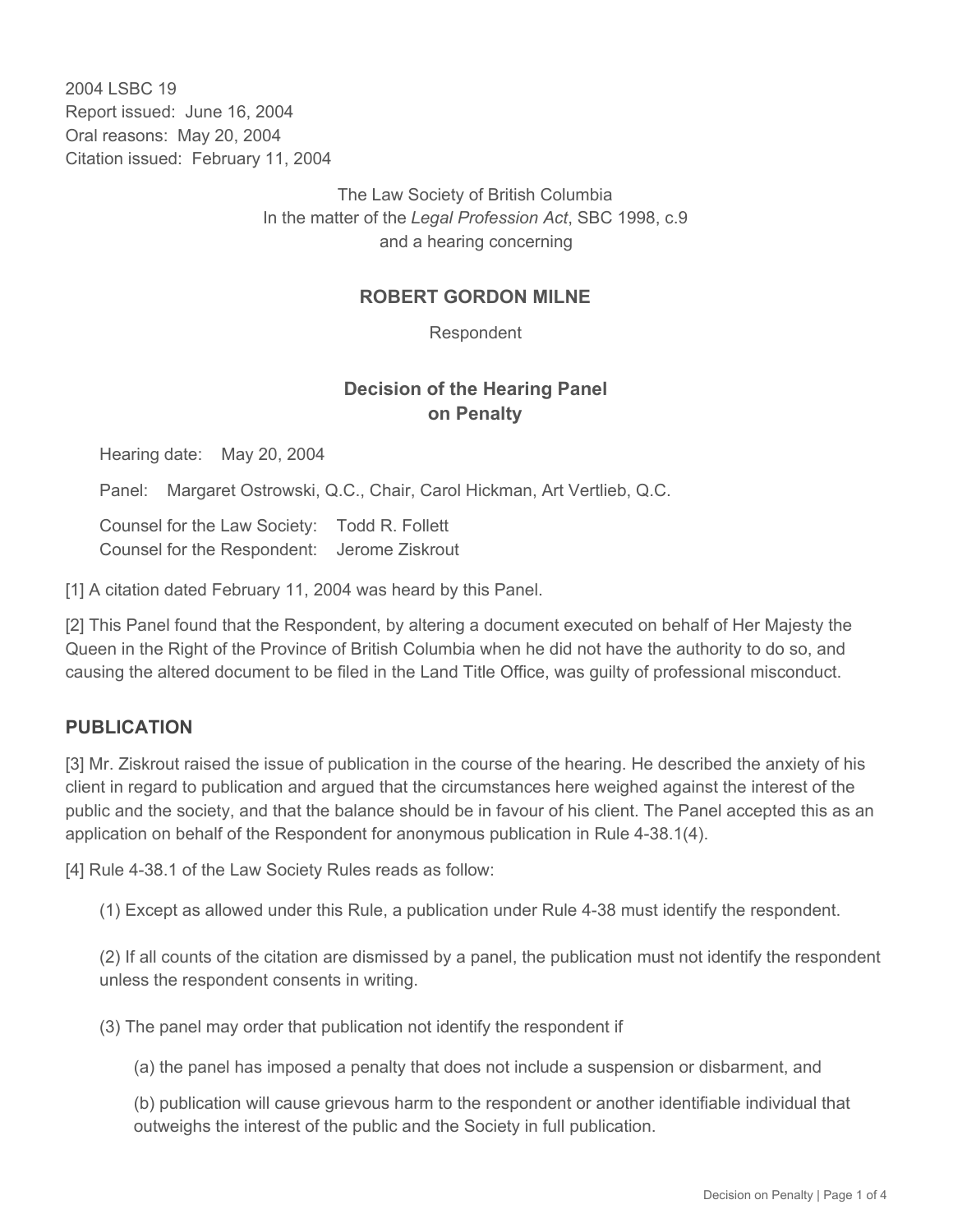2004 LSBC 19
Report issued: June 16, 2004
Oral reasons: May 20, 2004
Citation issued: February 11, 2004

The Law Society of British Columbia
In the matter of the *Legal Profession Act*, SBC 1998, c.9
and a hearing concerning

**ROBERT GORDON MILNE**

Respondent

## Decision of the Hearing Panel on Penalty

Hearing date: May 20, 2004

Panel: Margaret Ostrowski, Q.C., Chair, Carol Hickman, Art Vertlieb, Q.C.

Counsel for the Law Society: Todd R. Follett
Counsel for the Respondent: Jerome Ziskrout

[1] A citation dated February 11, 2004 was heard by this Panel.

[2] This Panel found that the Respondent, by altering a document executed on behalf of Her Majesty the Queen in the Right of the Province of British Columbia when he did not have the authority to do so, and causing the altered document to be filed in the Land Title Office, was guilty of professional misconduct.

## PUBLICATION

[3] Mr. Ziskrout raised the issue of publication in the course of the hearing. He described the anxiety of his client in regard to publication and argued that the circumstances here weighed against the interest of the public and the society, and that the balance should be in favour of his client. The Panel accepted this as an application on behalf of the Respondent for anonymous publication in Rule 4-38.1(4).

[4] Rule 4-38.1 of the Law Society Rules reads as follow:

(1) Except as allowed under this Rule, a publication under Rule 4-38 must identify the respondent.

(2) If all counts of the citation are dismissed by a panel, the publication must not identify the respondent unless the respondent consents in writing.

(3) The panel may order that publication not identify the respondent if

(a) the panel has imposed a penalty that does not include a suspension or disbarment, and

(b) publication will cause grievous harm to the respondent or another identifiable individual that outweighs the interest of the public and the Society in full publication.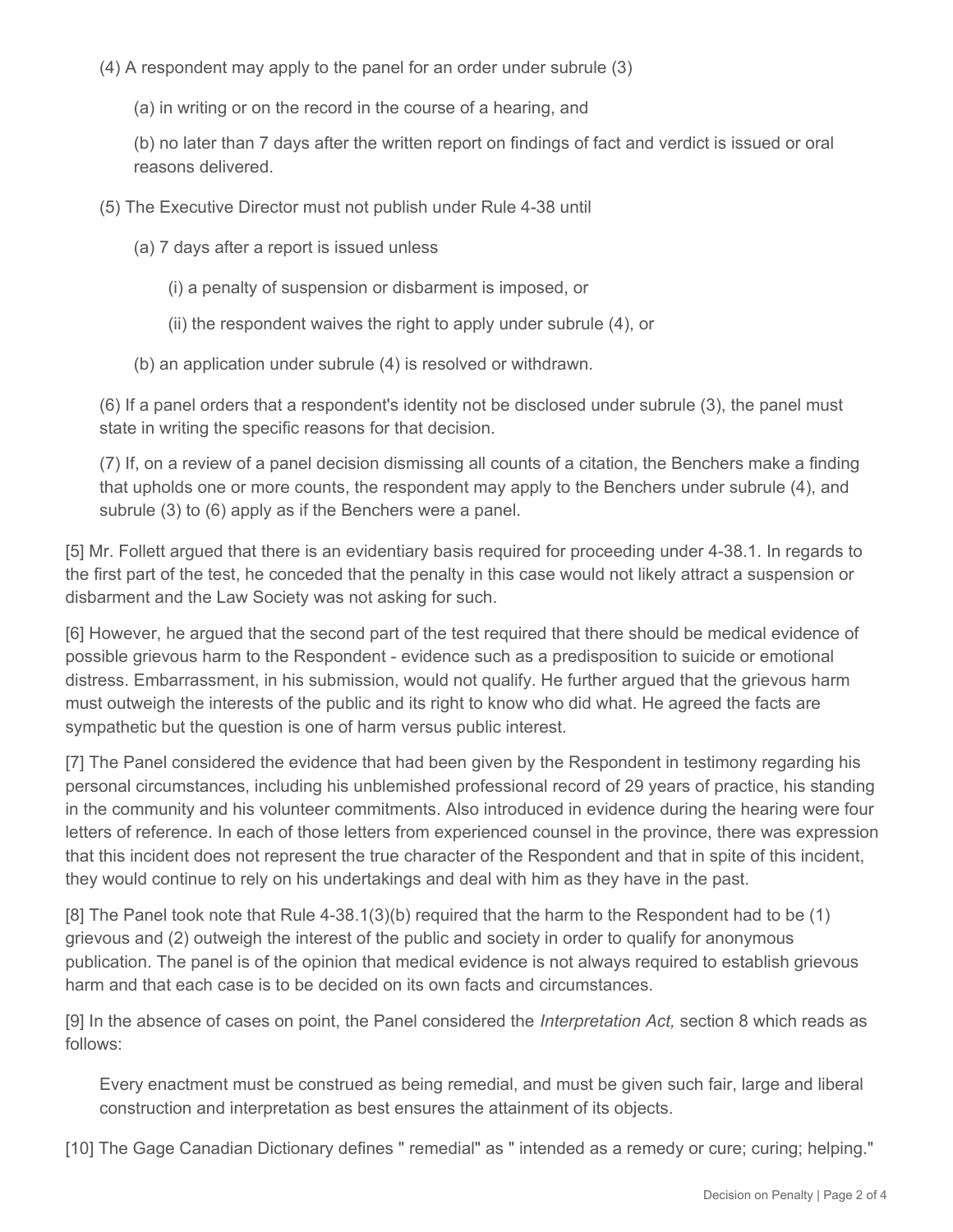(4) A respondent may apply to the panel for an order under subrule (3)

(a) in writing or on the record in the course of a hearing, and

(b) no later than 7 days after the written report on findings of fact and verdict is issued or oral reasons delivered.

(5) The Executive Director must not publish under Rule 4-38 until

(a) 7 days after a report is issued unless

(i) a penalty of suspension or disbarment is imposed, or

(ii) the respondent waives the right to apply under subrule (4), or

(b) an application under subrule (4) is resolved or withdrawn.

(6) If a panel orders that a respondent's identity not be disclosed under subrule (3), the panel must state in writing the specific reasons for that decision.

(7) If, on a review of a panel decision dismissing all counts of a citation, the Benchers make a finding that upholds one or more counts, the respondent may apply to the Benchers under subrule (4), and subrule (3) to (6) apply as if the Benchers were a panel.

[5] Mr. Follett argued that there is an evidentiary basis required for proceeding under 4-38.1. In regards to the first part of the test, he conceded that the penalty in this case would not likely attract a suspension or disbarment and the Law Society was not asking for such.

[6] However, he argued that the second part of the test required that there should be medical evidence of possible grievous harm to the Respondent - evidence such as a predisposition to suicide or emotional distress. Embarrassment, in his submission, would not qualify. He further argued that the grievous harm must outweigh the interests of the public and its right to know who did what. He agreed the facts are sympathetic but the question is one of harm versus public interest.

[7] The Panel considered the evidence that had been given by the Respondent in testimony regarding his personal circumstances, including his unblemished professional record of 29 years of practice, his standing in the community and his volunteer commitments. Also introduced in evidence during the hearing were four letters of reference. In each of those letters from experienced counsel in the province, there was expression that this incident does not represent the true character of the Respondent and that in spite of this incident, they would continue to rely on his undertakings and deal with him as they have in the past.

[8] The Panel took note that Rule 4-38.1(3)(b) required that the harm to the Respondent had to be (1) grievous and (2) outweigh the interest of the public and society in order to qualify for anonymous publication. The panel is of the opinion that medical evidence is not always required to establish grievous harm and that each case is to be decided on its own facts and circumstances.

[9] In the absence of cases on point, the Panel considered the *Interpretation Act,* section 8 which reads as follows:

Every enactment must be construed as being remedial, and must be given such fair, large and liberal construction and interpretation as best ensures the attainment of its objects.

[10] The Gage Canadian Dictionary defines " remedial" as " intended as a remedy or cure; curing; helping."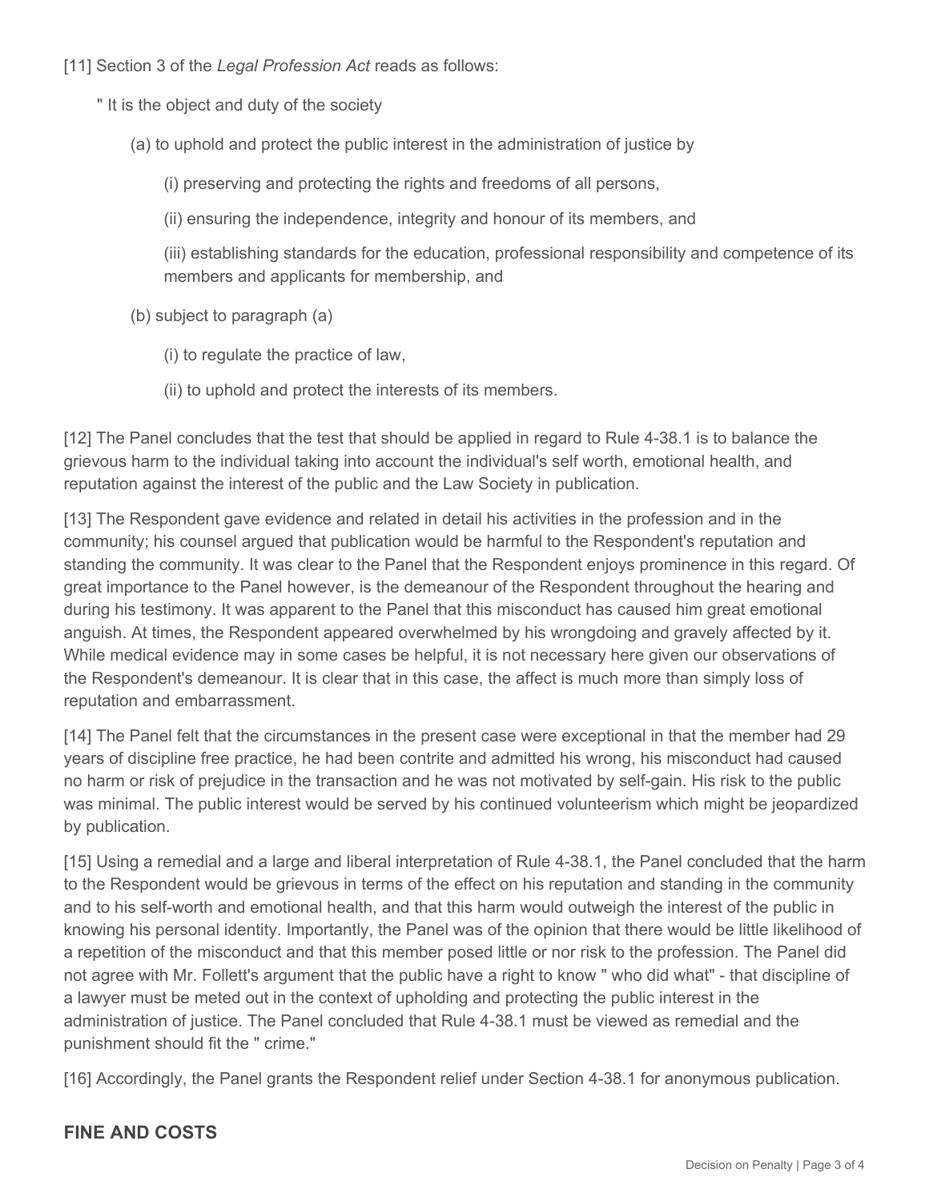[11] Section 3 of the *Legal Profession Act* reads as follows:

> " It is the object and duty of the society
>
> (a) to uphold and protect the public interest in the administration of justice by
>
> (i) preserving and protecting the rights and freedoms of all persons,
>
> (ii) ensuring the independence, integrity and honour of its members, and
>
> (iii) establishing standards for the education, professional responsibility and competence of its members and applicants for membership, and
>
> (b) subject to paragraph (a)
>
> (i) to regulate the practice of law,
>
> (ii) to uphold and protect the interests of its members.

[12] The Panel concludes that the test that should be applied in regard to Rule 4-38.1 is to balance the grievous harm to the individual taking into account the individual's self worth, emotional health, and reputation against the interest of the public and the Law Society in publication.

[13] The Respondent gave evidence and related in detail his activities in the profession and in the community; his counsel argued that publication would be harmful to the Respondent's reputation and standing the community. It was clear to the Panel that the Respondent enjoys prominence in this regard. Of great importance to the Panel however, is the demeanour of the Respondent throughout the hearing and during his testimony. It was apparent to the Panel that this misconduct has caused him great emotional anguish. At times, the Respondent appeared overwhelmed by his wrongdoing and gravely affected by it. While medical evidence may in some cases be helpful, it is not necessary here given our observations of the Respondent's demeanour. It is clear that in this case, the affect is much more than simply loss of reputation and embarrassment.

[14] The Panel felt that the circumstances in the present case were exceptional in that the member had 29 years of discipline free practice, he had been contrite and admitted his wrong, his misconduct had caused no harm or risk of prejudice in the transaction and he was not motivated by self-gain. His risk to the public was minimal. The public interest would be served by his continued volunteerism which might be jeopardized by publication.

[15] Using a remedial and a large and liberal interpretation of Rule 4-38.1, the Panel concluded that the harm to the Respondent would be grievous in terms of the effect on his reputation and standing in the community and to his self-worth and emotional health, and that this harm would outweigh the interest of the public in knowing his personal identity. Importantly, the Panel was of the opinion that there would be little likelihood of a repetition of the misconduct and that this member posed little or nor risk to the profession. The Panel did not agree with Mr. Follett's argument that the public have a right to know " who did what" - that discipline of a lawyer must be meted out in the context of upholding and protecting the public interest in the administration of justice. The Panel concluded that Rule 4-38.1 must be viewed as remedial and the punishment should fit the " crime."

[16] Accordingly, the Panel grants the Respondent relief under Section 4-38.1 for anonymous publication.

## FINE AND COSTS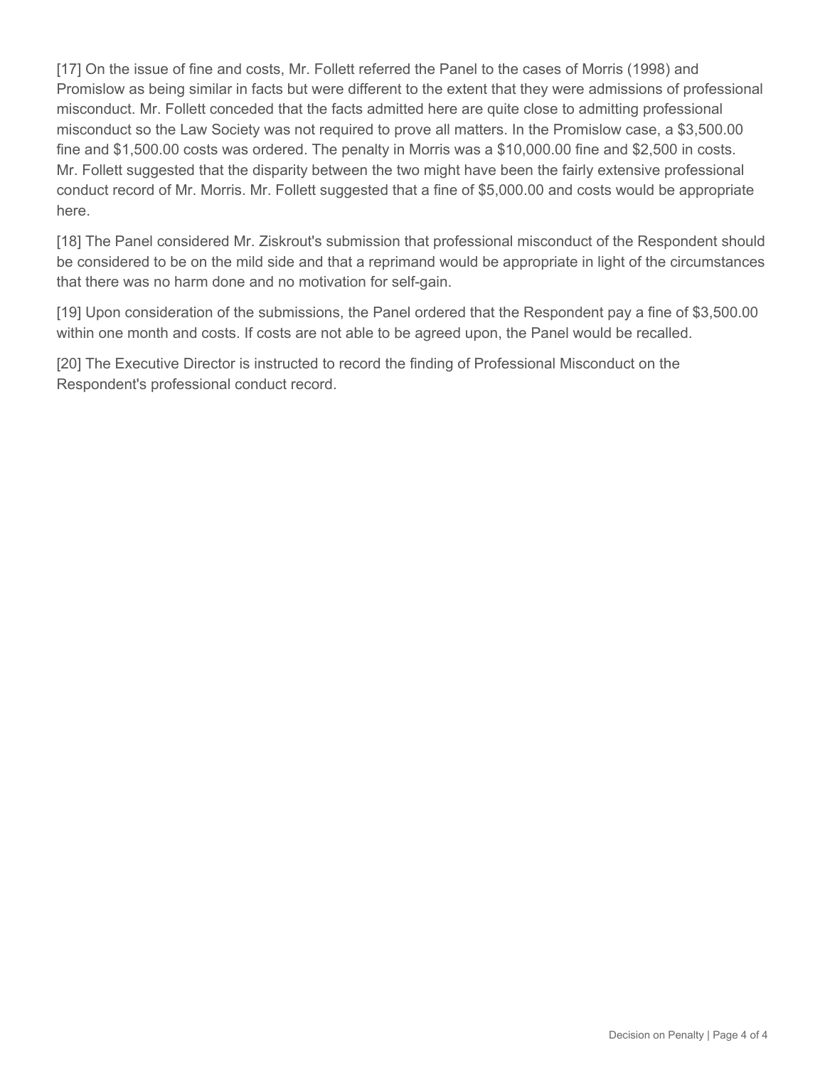[17] On the issue of fine and costs, Mr. Follett referred the Panel to the cases of Morris (1998) and Promislow as being similar in facts but were different to the extent that they were admissions of professional misconduct. Mr. Follett conceded that the facts admitted here are quite close to admitting professional misconduct so the Law Society was not required to prove all matters. In the Promislow case, a $3,500.00 fine and $1,500.00 costs was ordered. The penalty in Morris was a $10,000.00 fine and $2,500 in costs. Mr. Follett suggested that the disparity between the two might have been the fairly extensive professional conduct record of Mr. Morris. Mr. Follett suggested that a fine of $5,000.00 and costs would be appropriate here.

[18] The Panel considered Mr. Ziskrout's submission that professional misconduct of the Respondent should be considered to be on the mild side and that a reprimand would be appropriate in light of the circumstances that there was no harm done and no motivation for self-gain.

[19] Upon consideration of the submissions, the Panel ordered that the Respondent pay a fine of $3,500.00 within one month and costs. If costs are not able to be agreed upon, the Panel would be recalled.

[20] The Executive Director is instructed to record the finding of Professional Misconduct on the Respondent's professional conduct record.